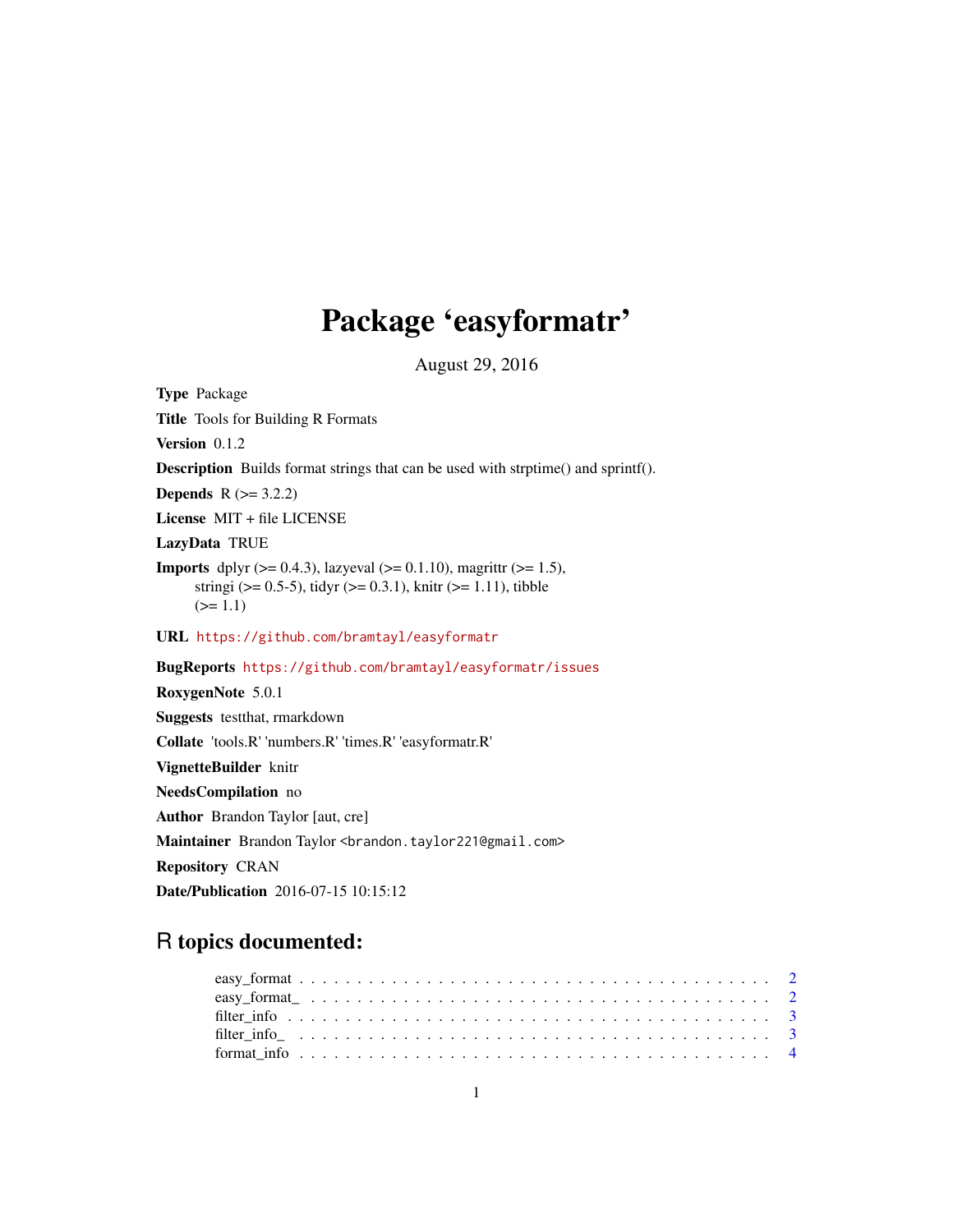# Package 'easyformatr'

August 29, 2016

**Type** Package

**Title** Tools for Building R Formats

**Version** 0.1.2

**Description** Builds format strings that can be used with strptime() and sprintf().

**Depends** R (>= 3.2.2)

**License** MIT + file LICENSE

**LazyData** TRUE

**Imports** dplyr (>= 0.4.3), lazyeval (>= 0.1.10), magrittr (>= 1.5), stringi (>= 0.5-5), tidyr (>= 0.3.1), knitr (>= 1.11), tibble (>= 1.1)

**URL** https://github.com/bramtayl/easyformatr

**BugReports** https://github.com/bramtayl/easyformatr/issues

**RoxygenNote** 5.0.1

**Suggests** testthat, rmarkdown

**Collate** 'tools.R' 'numbers.R' 'times.R' 'easyformatr.R'

**VignetteBuilder** knitr

**NeedsCompilation** no

**Author** Brandon Taylor [aut, cre]

**Maintainer** Brandon Taylor <brandon.taylor221@gmail.com>

**Repository** CRAN

**Date/Publication** 2016-07-15 10:15:12

## R topics documented:

easy_format . . . . . . . . . . . . . . . . . . . . . . . . . . . . . . . . . . . . . . . 2
easy_format_ . . . . . . . . . . . . . . . . . . . . . . . . . . . . . . . . . . . . . . 2
filter_info . . . . . . . . . . . . . . . . . . . . . . . . . . . . . . . . . . . . . . . . 3
filter_info_ . . . . . . . . . . . . . . . . . . . . . . . . . . . . . . . . . . . . . . . 3
format_info . . . . . . . . . . . . . . . . . . . . . . . . . . . . . . . . . . . . . . . 4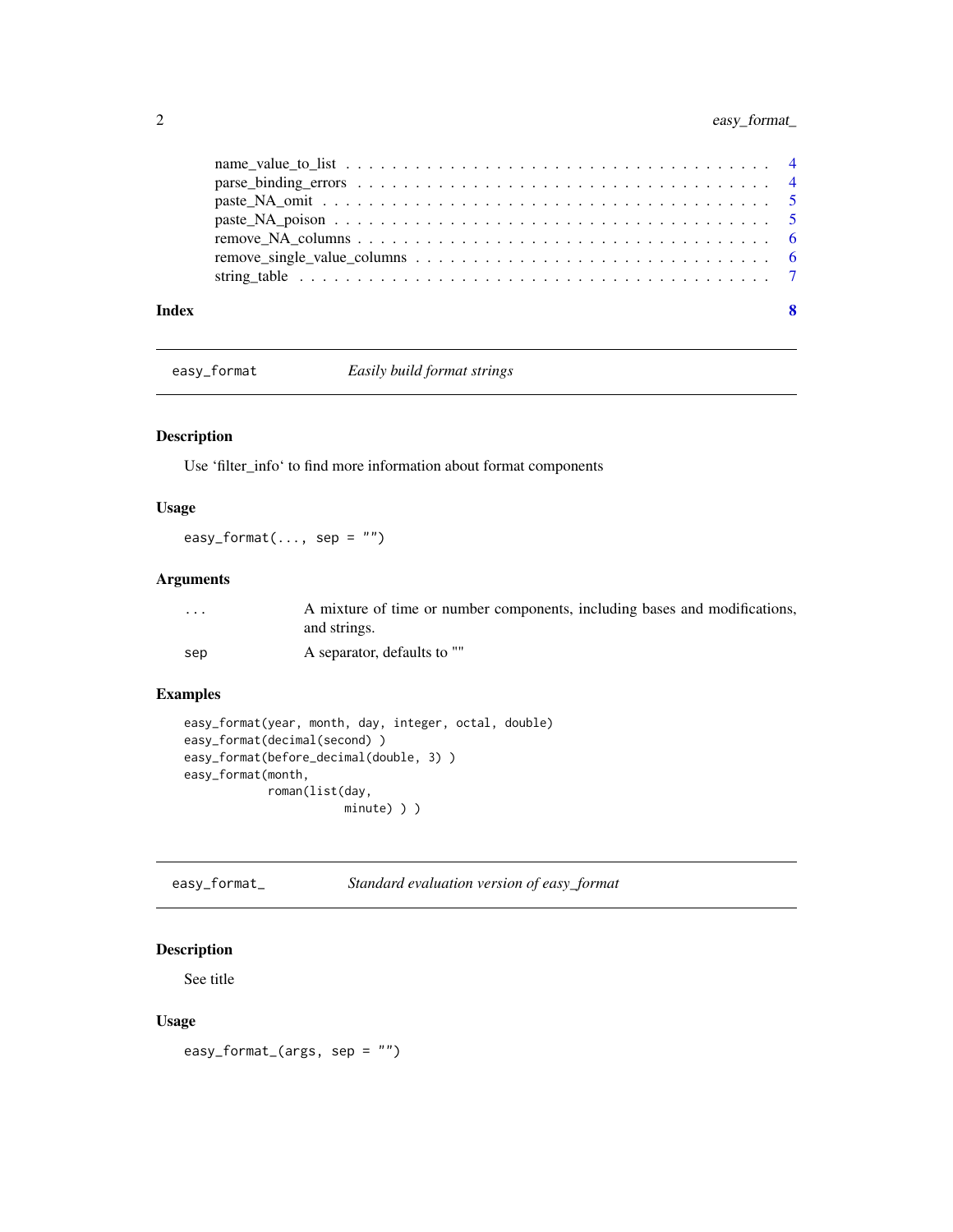name_value_to_list . . . . . . . . . . . . . . . . . . . . . . . . . . . . . . . . . . . . 4
parse_binding_errors . . . . . . . . . . . . . . . . . . . . . . . . . . . . . . . . . . . 4
paste_NA_omit . . . . . . . . . . . . . . . . . . . . . . . . . . . . . . . . . . . . . . 5
paste_NA_poison . . . . . . . . . . . . . . . . . . . . . . . . . . . . . . . . . . . . . 5
remove_NA_columns . . . . . . . . . . . . . . . . . . . . . . . . . . . . . . . . . . . . 6
remove_single_value_columns . . . . . . . . . . . . . . . . . . . . . . . . . . . . . . . 6
string_table . . . . . . . . . . . . . . . . . . . . . . . . . . . . . . . . . . . . . . . 7

**Index** **8**

---

## `easy_format` *Easily build format strings*

### Description

Use 'filter_info' to find more information about format components

### Usage

```
easy_format(..., sep = "")
```

### Arguments

| | |
|---|---|
| `...` | A mixture of time or number components, including bases and modifications, and strings. |
| `sep` | A separator, defaults to "" |

### Examples

```
easy_format(year, month, day, integer, octal, double)
easy_format(decimal(second) )
easy_format(before_decimal(double, 3) )
easy_format(month,
            roman(list(day,
                       minute) ) )
```

---

## `easy_format_` *Standard evaluation version of easy_format*

### Description

See title

### Usage

```
easy_format_(args, sep = "")
```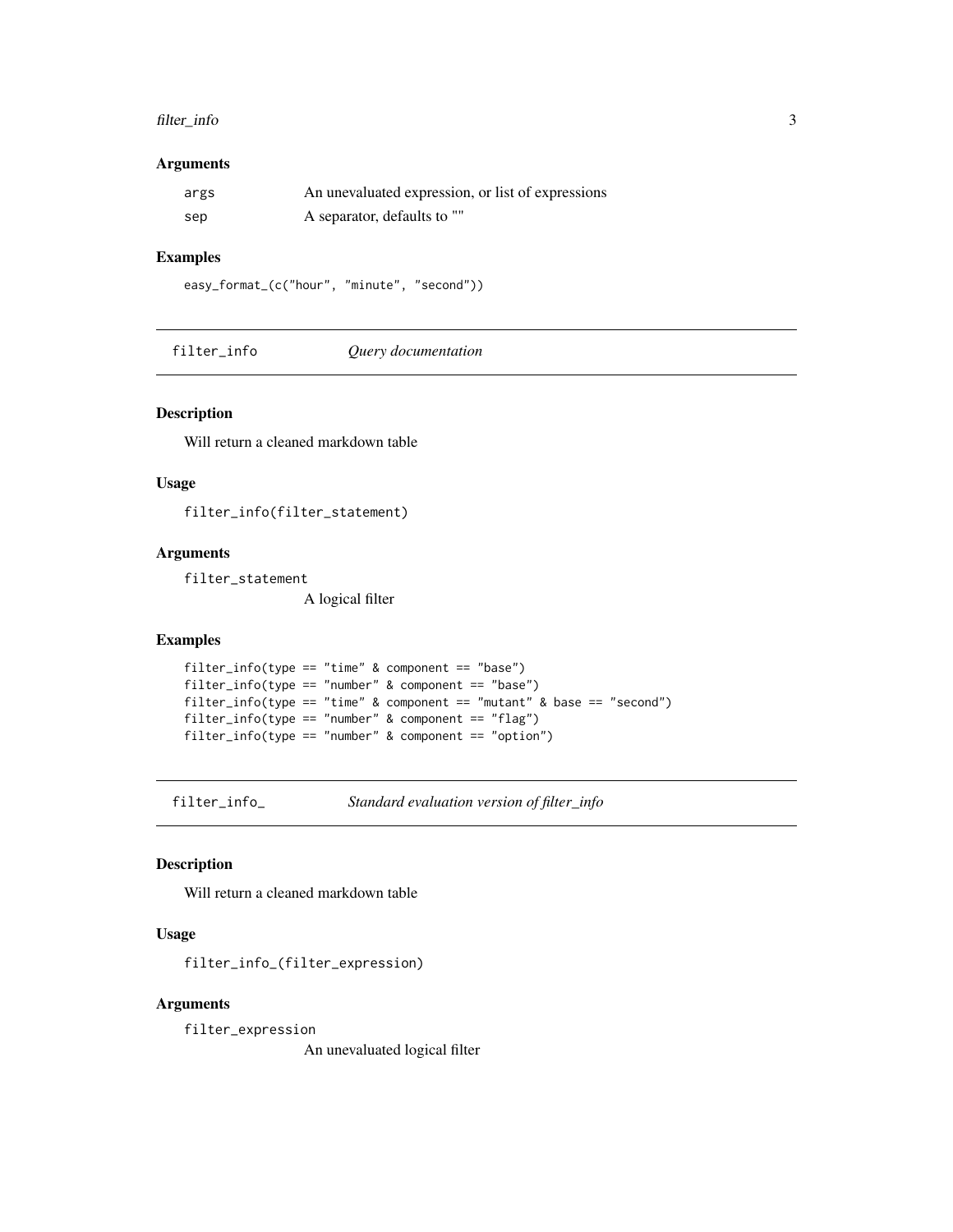### Arguments

| | |
|---|---|
| args | An unevaluated expression, or list of expressions |
| sep | A separator, defaults to "" |

### Examples

```
easy_format_(c("hour", "minute", "second"))
```

---

## filter_info *Query documentation*

---

### Description

Will return a cleaned markdown table

### Usage

```
filter_info(filter_statement)
```

### Arguments

filter_statement
: A logical filter

### Examples

```
filter_info(type == "time" & component == "base")
filter_info(type == "number" & component == "base")
filter_info(type == "time" & component == "mutant" & base == "second")
filter_info(type == "number" & component == "flag")
filter_info(type == "number" & component == "option")
```

---

## filter_info_ *Standard evaluation version of filter_info*

---

### Description

Will return a cleaned markdown table

### Usage

```
filter_info_(filter_expression)
```

### Arguments

filter_expression
: An unevaluated logical filter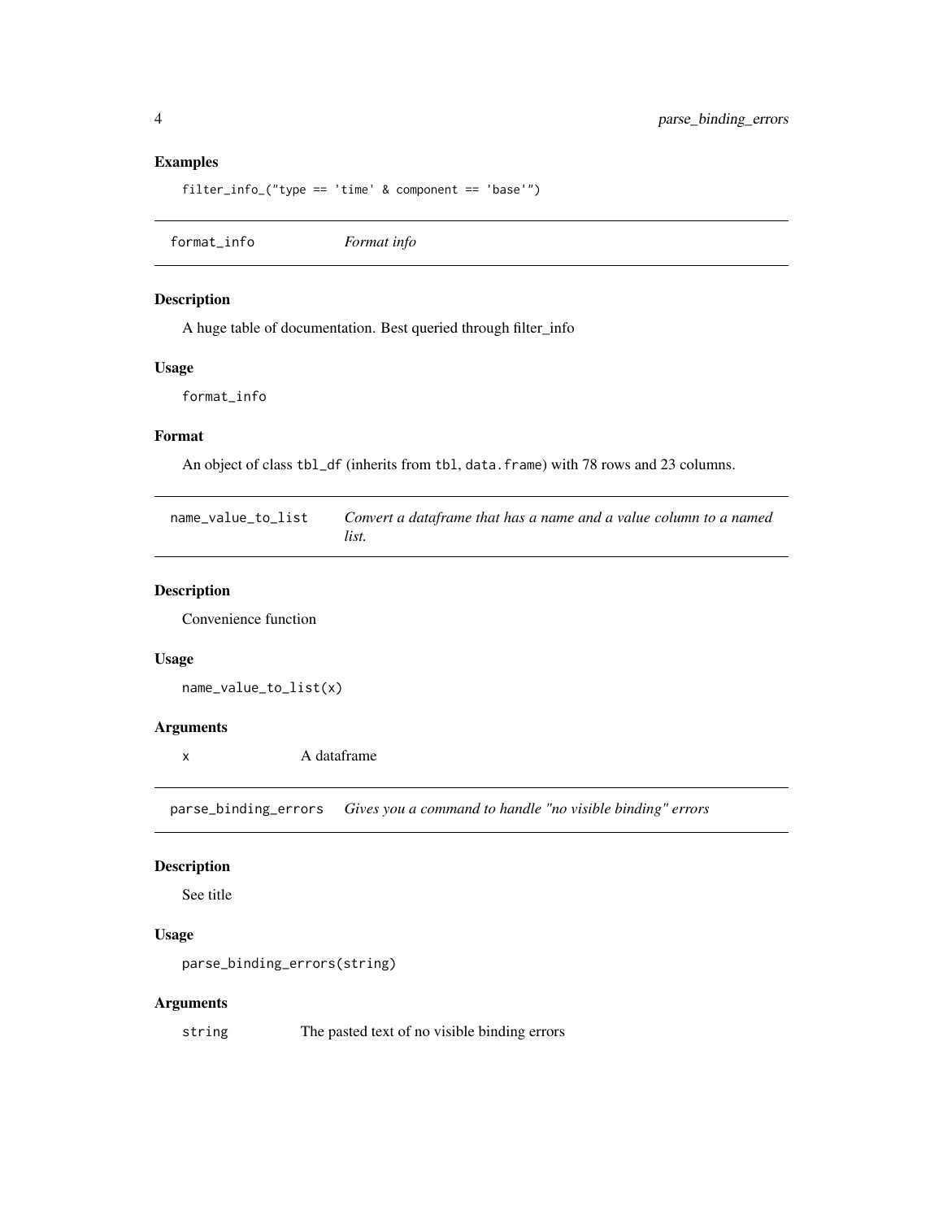### Examples

```
filter_info_("type == 'time' & component == 'base'")
```

## format_info — *Format info*

### Description

A huge table of documentation. Best queried through filter_info

### Usage

```
format_info
```

### Format

An object of class `tbl_df` (inherits from `tbl`, `data.frame`) with 78 rows and 23 columns.

## name_value_to_list — *Convert a dataframe that has a name and a value column to a named list.*

### Description

Convenience function

### Usage

```
name_value_to_list(x)
```

### Arguments

| | |
|---|---|
| `x` | A dataframe |

## parse_binding_errors — *Gives you a command to handle "no visible binding" errors*

### Description

See title

### Usage

```
parse_binding_errors(string)
```

### Arguments

| | |
|---|---|
| `string` | The pasted text of no visible binding errors |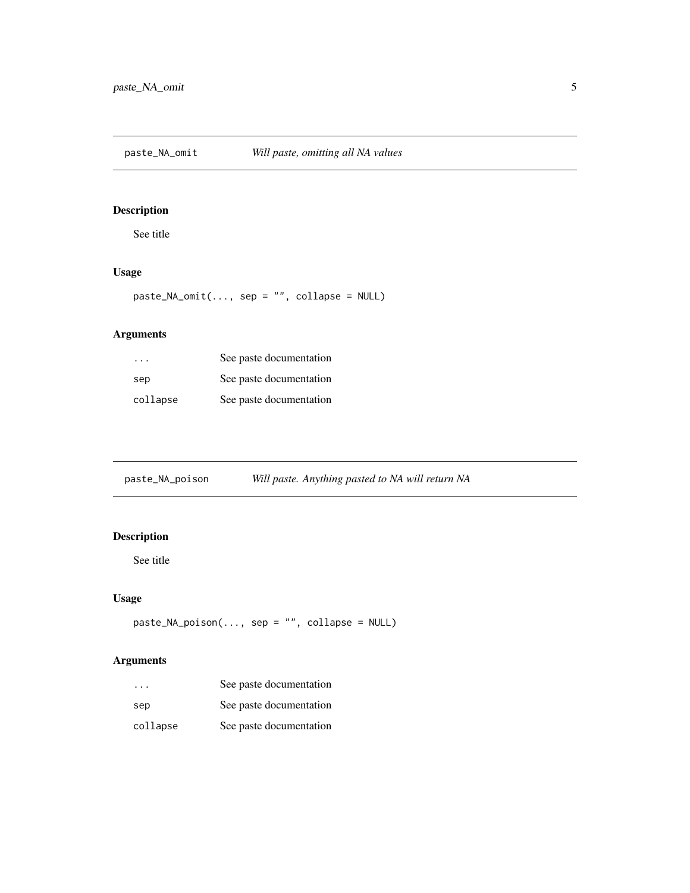## paste_NA_omit — *Will paste, omitting all NA values*

### Description

See title

### Usage

```
paste_NA_omit(..., sep = "", collapse = NULL)
```

### Arguments

| | |
|---|---|
| `...` | See paste documentation |
| `sep` | See paste documentation |
| `collapse` | See paste documentation |

## paste_NA_poison — *Will paste. Anything pasted to NA will return NA*

### Description

See title

### Usage

```
paste_NA_poison(..., sep = "", collapse = NULL)
```

### Arguments

| | |
|---|---|
| `...` | See paste documentation |
| `sep` | See paste documentation |
| `collapse` | See paste documentation |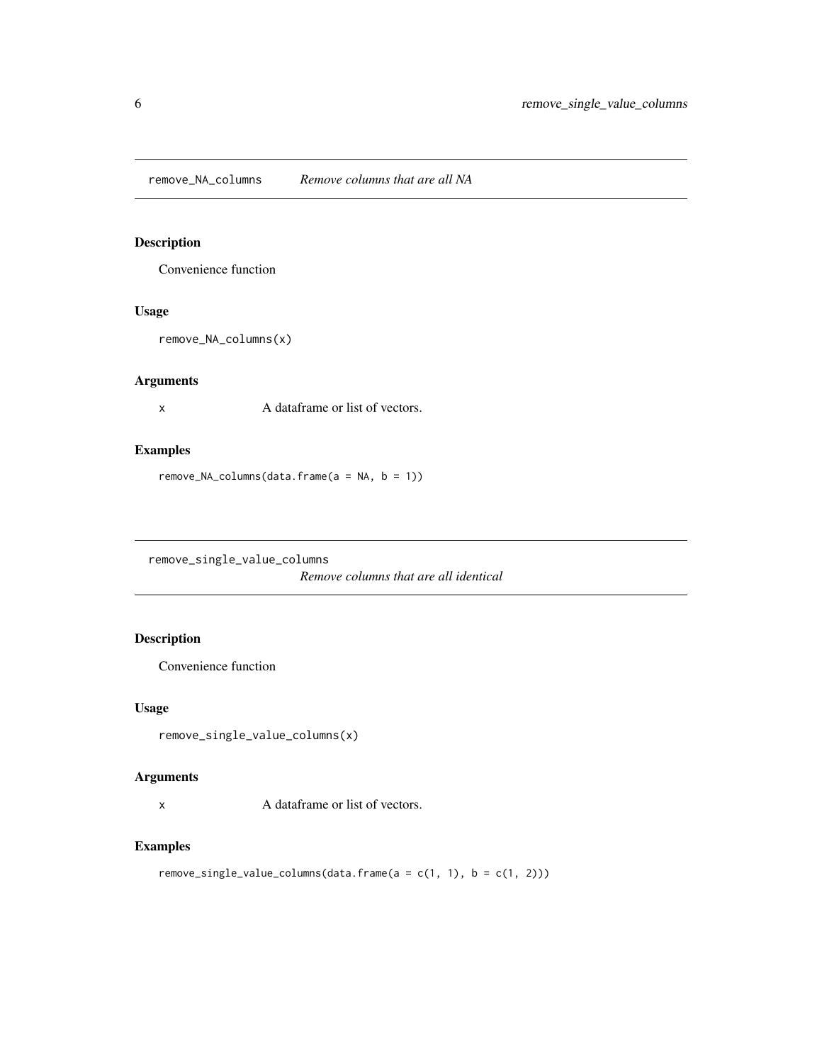## remove_NA_columns *Remove columns that are all NA*

### Description

Convenience function

### Usage

```
remove_NA_columns(x)
```

### Arguments

| | |
|---|---|
| x | A dataframe or list of vectors. |

### Examples

```
remove_NA_columns(data.frame(a = NA, b = 1))
```

## remove_single_value_columns *Remove columns that are all identical*

### Description

Convenience function

### Usage

```
remove_single_value_columns(x)
```

### Arguments

| | |
|---|---|
| x | A dataframe or list of vectors. |

### Examples

```
remove_single_value_columns(data.frame(a = c(1, 1), b = c(1, 2)))
```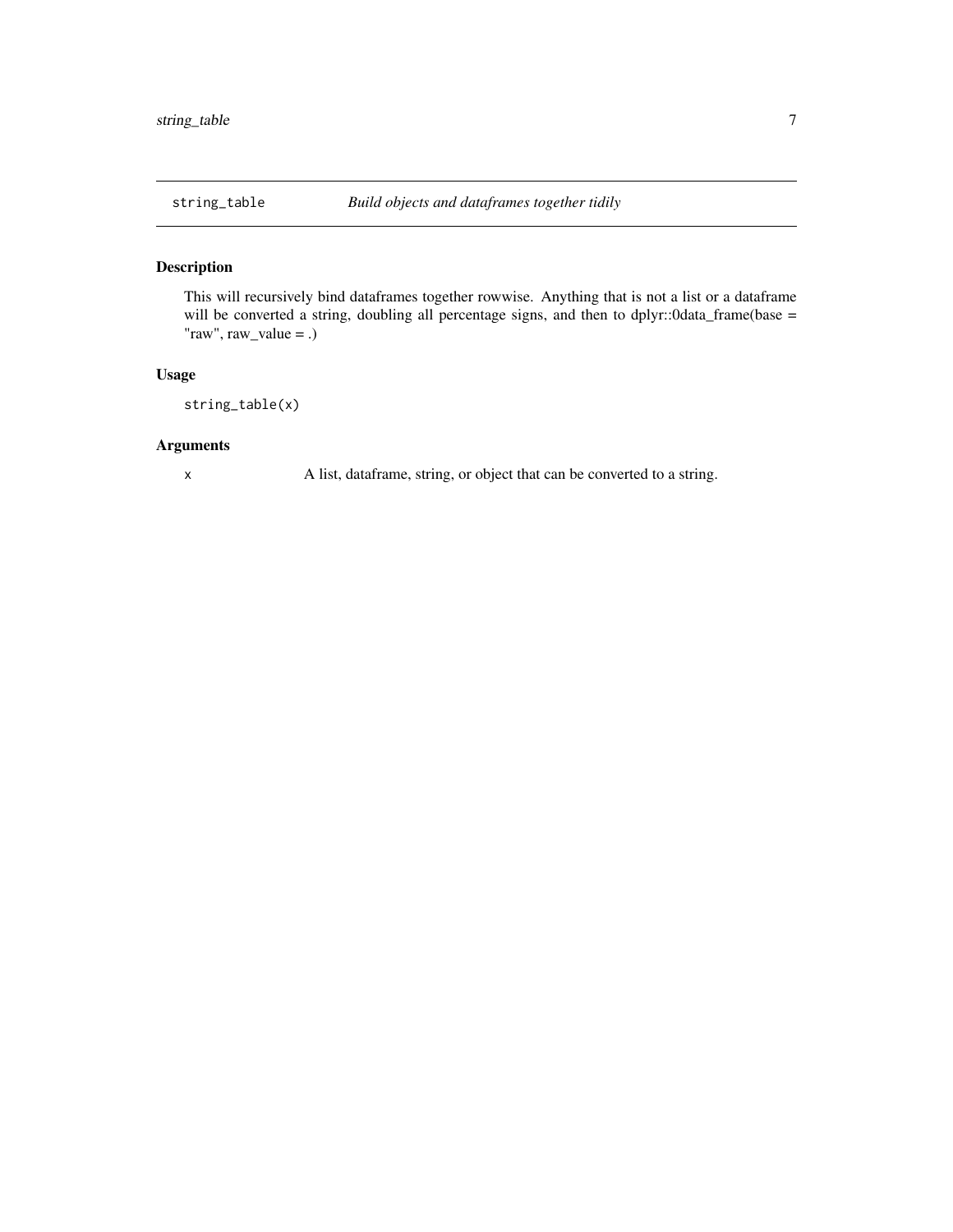## string_table — *Build objects and dataframes together tidily*

### Description

This will recursively bind dataframes together rowwise. Anything that is not a list or a dataframe will be converted a string, doubling all percentage signs, and then to dplyr::0data_frame(base = "raw", raw_value = .)

### Usage

```
string_table(x)
```

### Arguments

| | |
|---|---|
| x | A list, dataframe, string, or object that can be converted to a string. |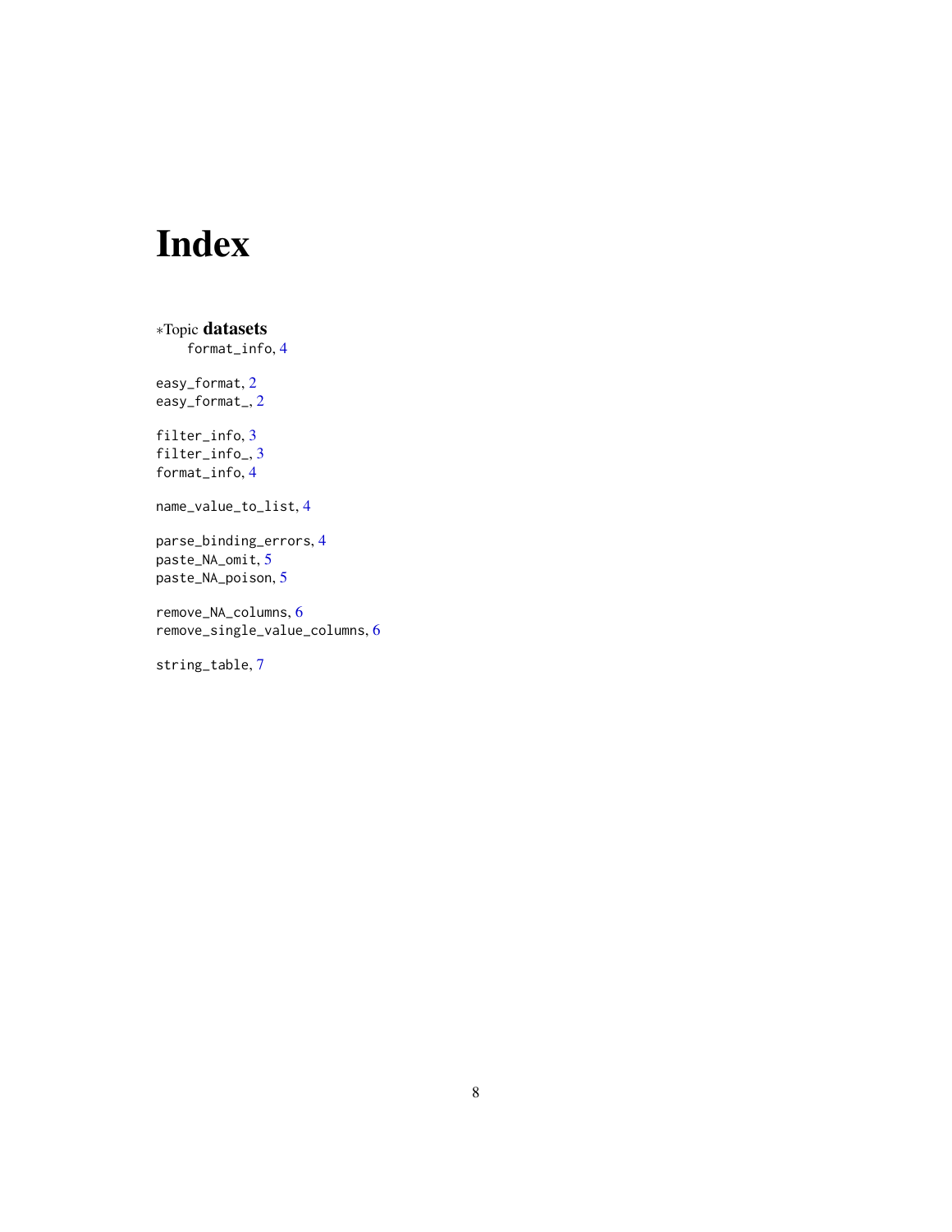# Index

*Topic **datasets**
    format_info, 4

easy_format, 2
easy_format_, 2

filter_info, 3
filter_info_, 3
format_info, 4

name_value_to_list, 4

parse_binding_errors, 4
paste_NA_omit, 5
paste_NA_poison, 5

remove_NA_columns, 6
remove_single_value_columns, 6

string_table, 7